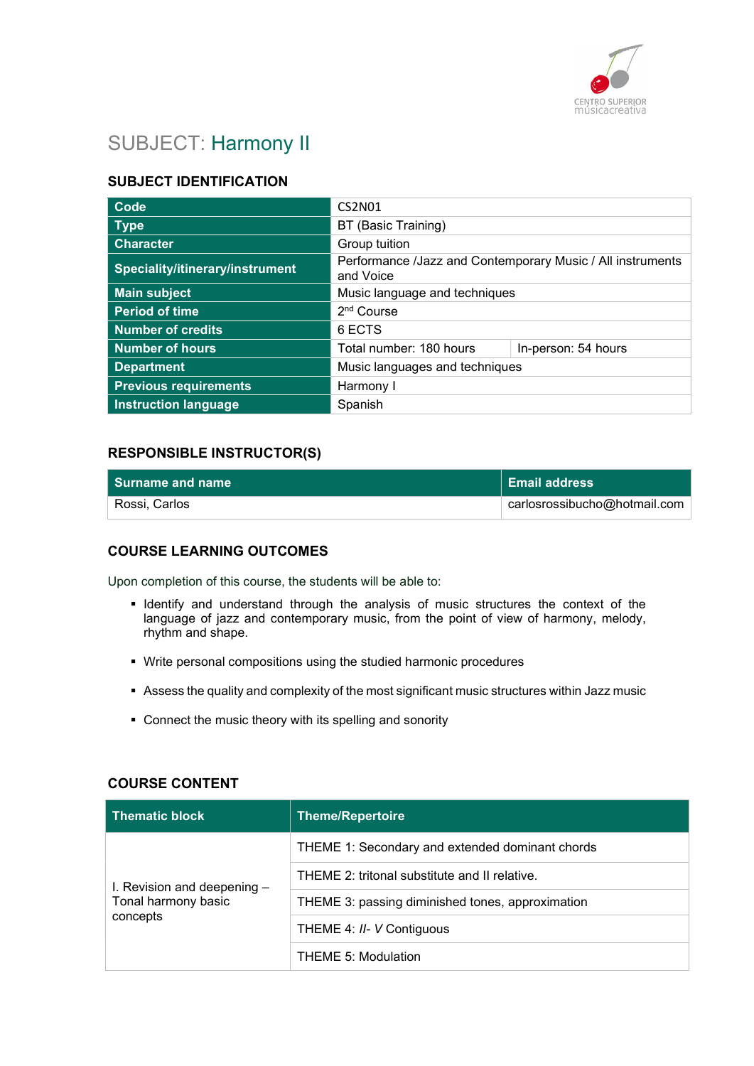# SUBJECT: Harmony II

## SUBJECT IDENTIFICATION

| | | |
|---|---|---|
| **Code** | CS2N01 | |
| **Type** | BT (Basic Training) | |
| **Character** | Group tuition | |
| **Speciality/itinerary/instrument** | Performance /Jazz and Contemporary Music / All instruments and Voice | |
| **Main subject** | Music language and techniques | |
| **Period of time** | 2nd Course | |
| **Number of credits** | 6 ECTS | |
| **Number of hours** | Total number: 180 hours | In-person: 54 hours |
| **Department** | Music languages and techniques | |
| **Previous requirements** | Harmony I | |
| **Instruction language** | Spanish | |

## RESPONSIBLE INSTRUCTOR(S)

| Surname and name | Email address |
|---|---|
| Rossi, Carlos | carlosrossibucho@hotmail.com |

## COURSE LEARNING OUTCOMES

Upon completion of this course, the students will be able to:

- Identify and understand through the analysis of music structures the context of the language of jazz and contemporary music, from the point of view of harmony, melody, rhythm and shape.
- Write personal compositions using the studied harmonic procedures
- Assess the quality and complexity of the most significant music structures within Jazz music
- Connect the music theory with its spelling and sonority

## COURSE CONTENT

| Thematic block | Theme/Repertoire |
|---|---|
| I. Revision and deepening – Tonal harmony basic concepts | THEME 1: Secondary and extended dominant chords |
| | THEME 2: tritonal substitute and II relative. |
| | THEME 3: passing diminished tones, approximation |
| | THEME 4: *II- V* Contiguous |
| | THEME 5: Modulation |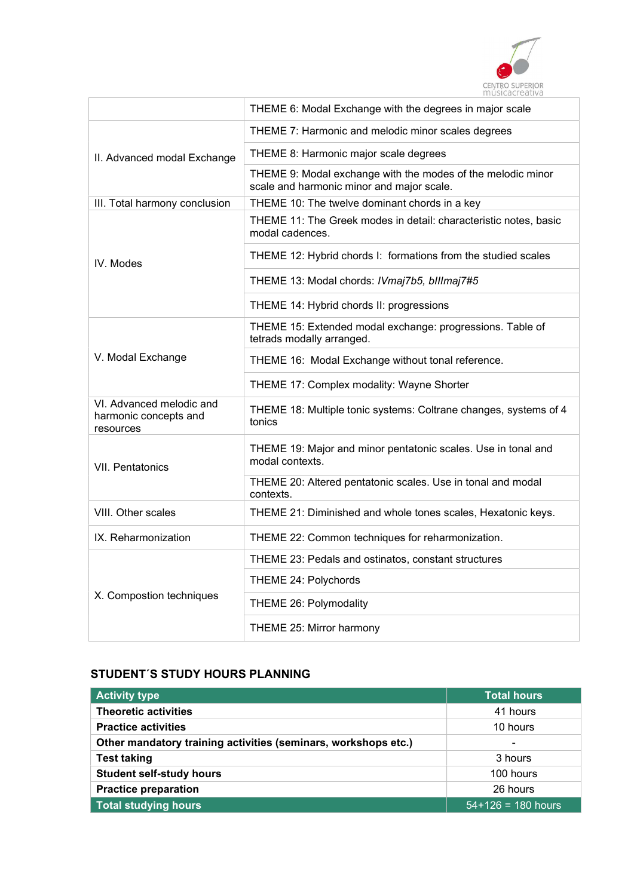| | |
|---|---|
| | THEME 6: Modal Exchange with the degrees in major scale |
| II. Advanced modal Exchange | THEME 7: Harmonic and melodic minor scales degrees |
| | THEME 8: Harmonic major scale degrees |
| | THEME 9: Modal exchange with the modes of the melodic minor scale and harmonic minor and major scale. |
| III. Total harmony conclusion | THEME 10: The twelve dominant chords in a key |
| IV. Modes | THEME 11: The Greek modes in detail: characteristic notes, basic modal cadences. |
| | THEME 12: Hybrid chords I: formations from the studied scales |
| | THEME 13: Modal chords: *IVmaj7b5, bIIImaj7#5* |
| | THEME 14: Hybrid chords II: progressions |
| V. Modal Exchange | THEME 15: Extended modal exchange: progressions. Table of tetrads modally arranged. |
| | THEME 16: Modal Exchange without tonal reference. |
| | THEME 17: Complex modality: Wayne Shorter |
| VI. Advanced melodic and harmonic concepts and resources | THEME 18: Multiple tonic systems: Coltrane changes, systems of 4 tonics |
| VII. Pentatonics | THEME 19: Major and minor pentatonic scales. Use in tonal and modal contexts. |
| | THEME 20: Altered pentatonic scales. Use in tonal and modal contexts. |
| VIII. Other scales | THEME 21: Diminished and whole tones scales, Hexatonic keys. |
| IX. Reharmonization | THEME 22: Common techniques for reharmonization. |
| X. Compostion techniques | THEME 23: Pedals and ostinatos, constant structures |
| | THEME 24: Polychords |
| | THEME 26: Polymodality |
| | THEME 25: Mirror harmony |

### STUDENT´S STUDY HOURS PLANNING

| Activity type | Total hours |
|---|---|
| **Theoretic activities** | 41 hours |
| **Practice activities** | 10 hours |
| **Other mandatory training activities (seminars, workshops etc.)** | - |
| **Test taking** | 3 hours |
| **Student self-study hours** | 100 hours |
| **Practice preparation** | 26 hours |
| **Total studying hours** | 54+126 = 180 hours |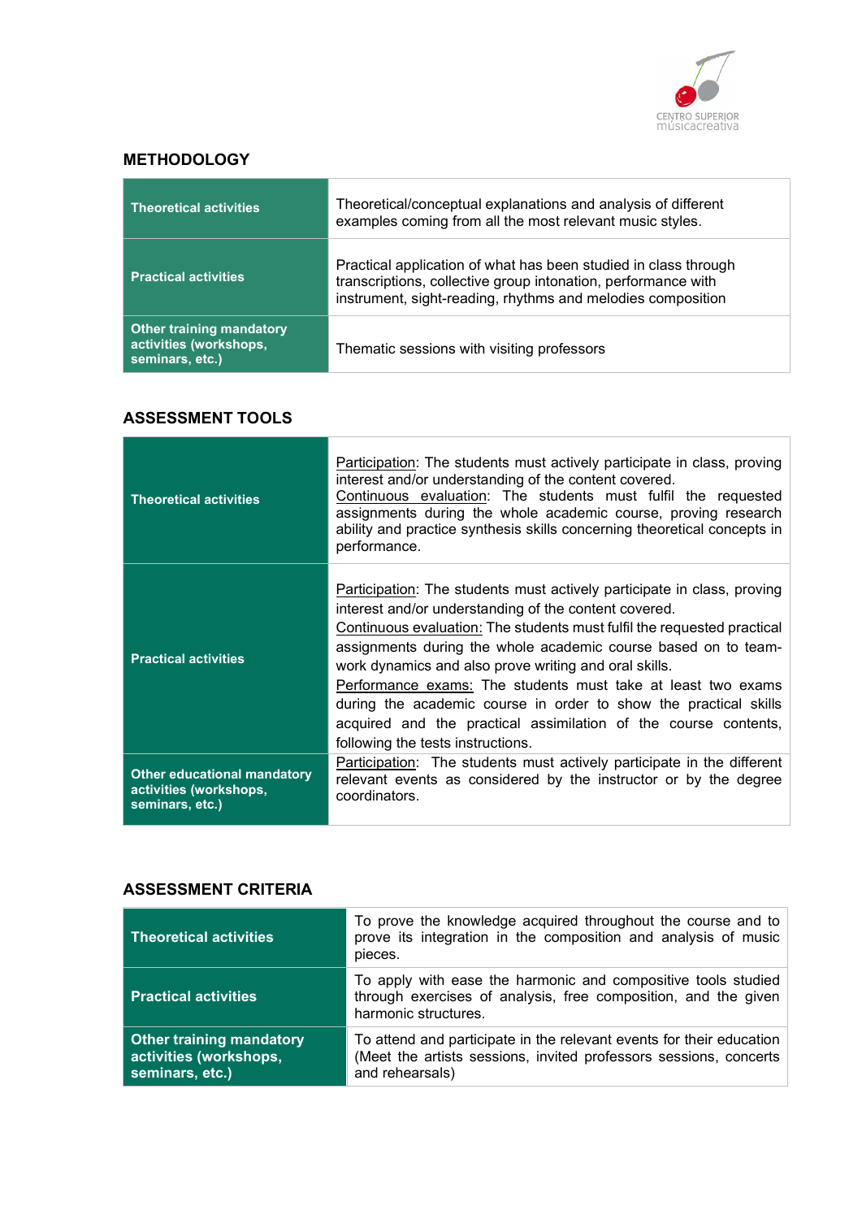## METHODOLOGY

| | |
|---|---|
| **Theoretical activities** | Theoretical/conceptual explanations and analysis of different examples coming from all the most relevant music styles. |
| **Practical activities** | Practical application of what has been studied in class through transcriptions, collective group intonation, performance with instrument, sight-reading, rhythms and melodies composition |
| **Other training mandatory activities (workshops, seminars, etc.)** | Thematic sessions with visiting professors |

## ASSESSMENT TOOLS

| | |
|---|---|
| **Theoretical activities** | Participation: The students must actively participate in class, proving interest and/or understanding of the content covered.<br>Continuous evaluation: The students must fulfil the requested assignments during the whole academic course, proving research ability and practice synthesis skills concerning theoretical concepts in performance. |
| **Practical activities** | Participation: The students must actively participate in class, proving interest and/or understanding of the content covered.<br>Continuous evaluation: The students must fulfil the requested practical assignments during the whole academic course based on to team-work dynamics and also prove writing and oral skills.<br>Performance exams: The students must take at least two exams during the academic course in order to show the practical skills acquired and the practical assimilation of the course contents, following the tests instructions. |
| **Other educational mandatory activities (workshops, seminars, etc.)** | Participation: The students must actively participate in the different relevant events as considered by the instructor or by the degree coordinators. |

## ASSESSMENT CRITERIA

| | |
|---|---|
| **Theoretical activities** | To prove the knowledge acquired throughout the course and to prove its integration in the composition and analysis of music pieces. |
| **Practical activities** | To apply with ease the harmonic and compositive tools studied through exercises of analysis, free composition, and the given harmonic structures. |
| **Other training mandatory activities (workshops, seminars, etc.)** | To attend and participate in the relevant events for their education (Meet the artists sessions, invited professors sessions, concerts and rehearsals) |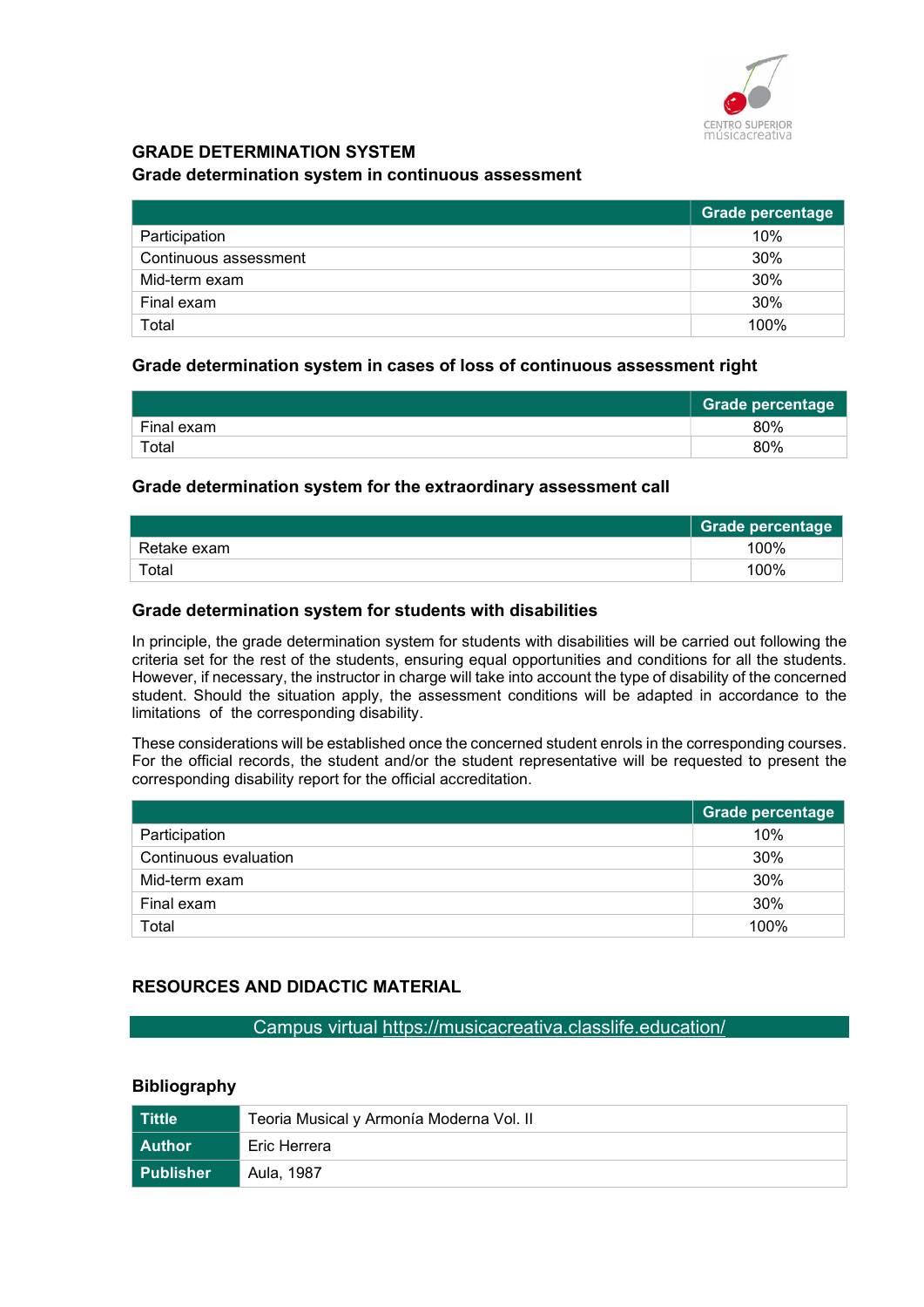## GRADE DETERMINATION SYSTEM

### Grade determination system in continuous assessment

| | Grade percentage |
|---|---|
| Participation | 10% |
| Continuous assessment | 30% |
| Mid-term exam | 30% |
| Final exam | 30% |
| Total | 100% |

### Grade determination system in cases of loss of continuous assessment right

| | Grade percentage |
|---|---|
| Final exam | 80% |
| Total | 80% |

### Grade determination system for the extraordinary assessment call

| | Grade percentage |
|---|---|
| Retake exam | 100% |
| Total | 100% |

### Grade determination system for students with disabilities

In principle, the grade determination system for students with disabilities will be carried out following the criteria set for the rest of the students, ensuring equal opportunities and conditions for all the students. However, if necessary, the instructor in charge will take into account the type of disability of the concerned student. Should the situation apply, the assessment conditions will be adapted in accordance to the limitations of the corresponding disability.

These considerations will be established once the concerned student enrols in the corresponding courses. For the official records, the student and/or the student representative will be requested to present the corresponding disability report for the official accreditation.

| | Grade percentage |
|---|---|
| Participation | 10% |
| Continuous evaluation | 30% |
| Mid-term exam | 30% |
| Final exam | 30% |
| Total | 100% |

## RESOURCES AND DIDACTIC MATERIAL

Campus virtual https://musicacreativa.classlife.education/

### Bibliography

| | |
|---|---|
| **Tittle** | Teoria Musical y Armonía Moderna Vol. II |
| **Author** | Eric Herrera |
| **Publisher** | Aula, 1987 |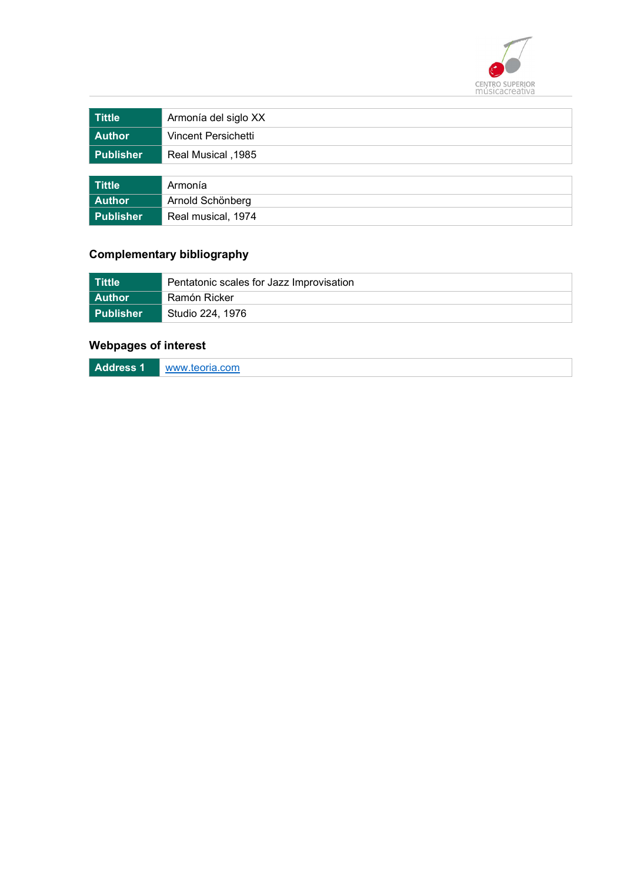| | |
|---|---|
| **Tittle** | Armonía del siglo XX |
| **Author** | Vincent Persichetti |
| **Publisher** | Real Musical ,1985 |

| | |
|---|---|
| **Tittle** | Armonía |
| **Author** | Arnold Schönberg |
| **Publisher** | Real musical, 1974 |

## Complementary bibliography

| | |
|---|---|
| **Tittle** | Pentatonic scales for Jazz Improvisation |
| **Author** | Ramón Ricker |
| **Publisher** | Studio 224, 1976 |

## Webpages of interest

| | |
|---|---|
| **Address 1** | www.teoria.com |